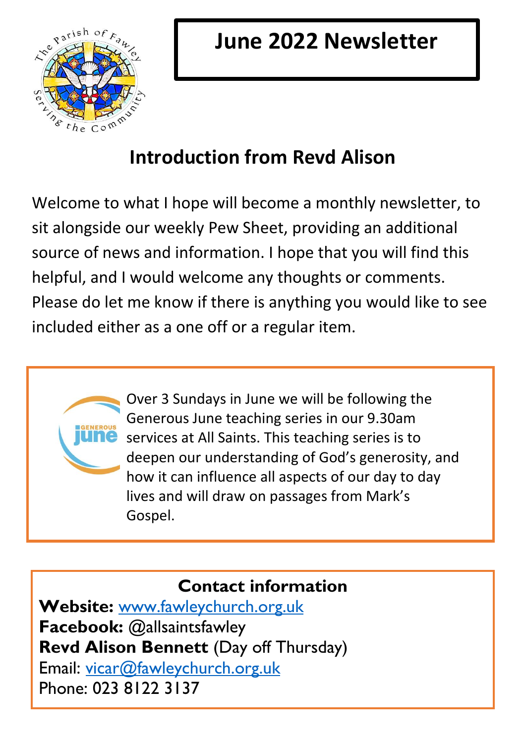# June 2022 Newsletter

## Introduction from Revd Alison

Welcome to what I hope will become a monthly newsletter, to sit alongside our weekly Pew Sheet, providing an additional source of news and information. I hope that you will find this helpful, and I would welcome any thoughts or comments. Please do let me know if there is anything you would like to see included either as a one off or a regular item.

Over 3 Sundays in June we will be following the Generous June teaching series in our 9.30am services at All Saints. This teaching series is to deepen our understanding of God's generosity, and how it can influence all aspects of our day to day lives and will draw on passages from Mark's Gospel.

### Contact information

**Website:** www.fawleychurch.org.uk
**Facebook:** @allsaintsfawley
**Revd Alison Bennett** (Day off Thursday)
Email: vicar@fawleychurch.org.uk
Phone: 023 8122 3137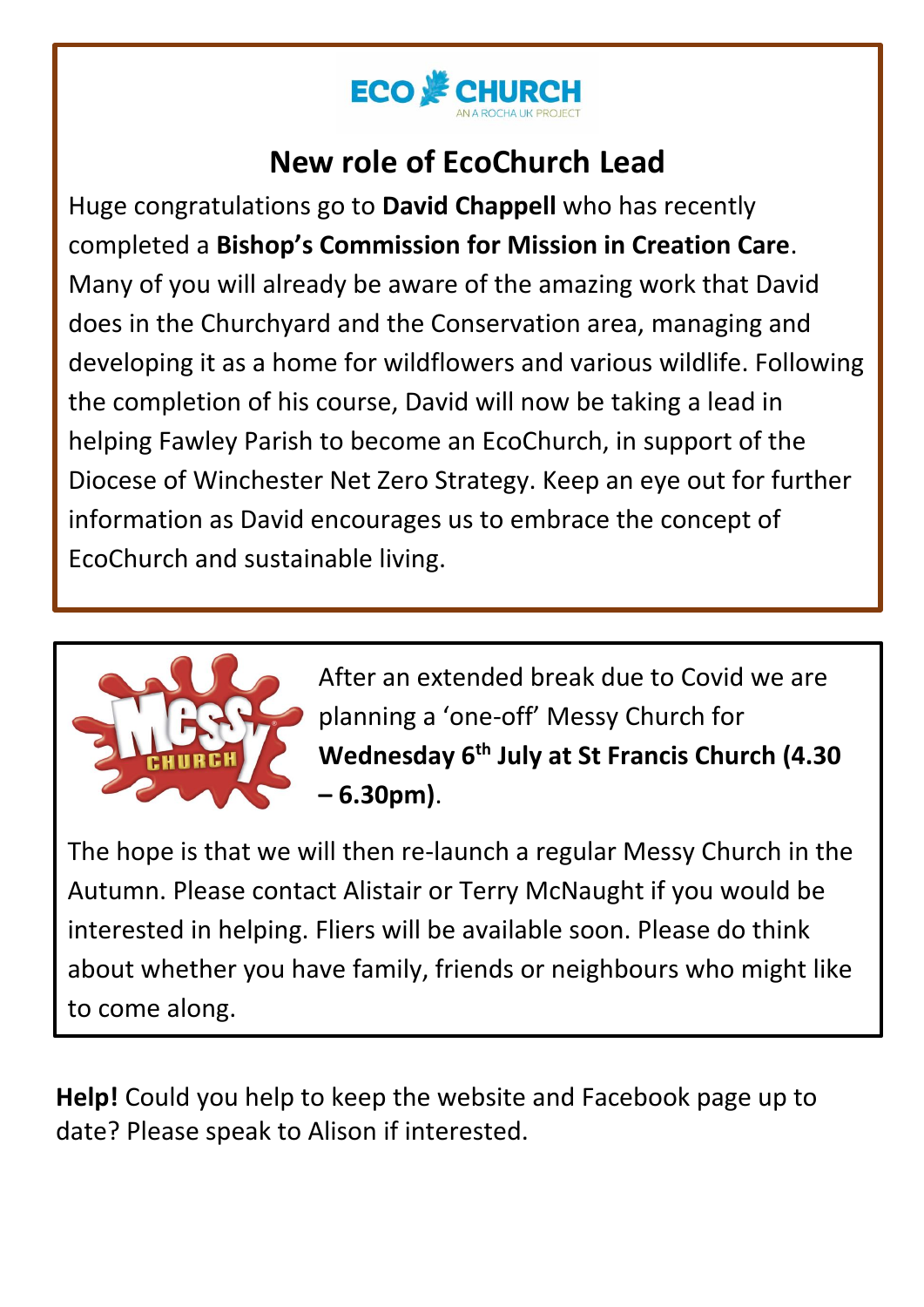ECO CHURCH
AN A ROCHA UK PROJECT

## New role of EcoChurch Lead

Huge congratulations go to **David Chappell** who has recently completed a **Bishop's Commission for Mission in Creation Care**. Many of you will already be aware of the amazing work that David does in the Churchyard and the Conservation area, managing and developing it as a home for wildflowers and various wildlife. Following the completion of his course, David will now be taking a lead in helping Fawley Parish to become an EcoChurch, in support of the Diocese of Winchester Net Zero Strategy. Keep an eye out for further information as David encourages us to embrace the concept of EcoChurch and sustainable living.

Messy CHURCH

After an extended break due to Covid we are planning a 'one-off' Messy Church for **Wednesday 6th July at St Francis Church (4.30 – 6.30pm)**.

The hope is that we will then re-launch a regular Messy Church in the Autumn. Please contact Alistair or Terry McNaught if you would be interested in helping. Fliers will be available soon. Please do think about whether you have family, friends or neighbours who might like to come along.

**Help!** Could you help to keep the website and Facebook page up to date? Please speak to Alison if interested.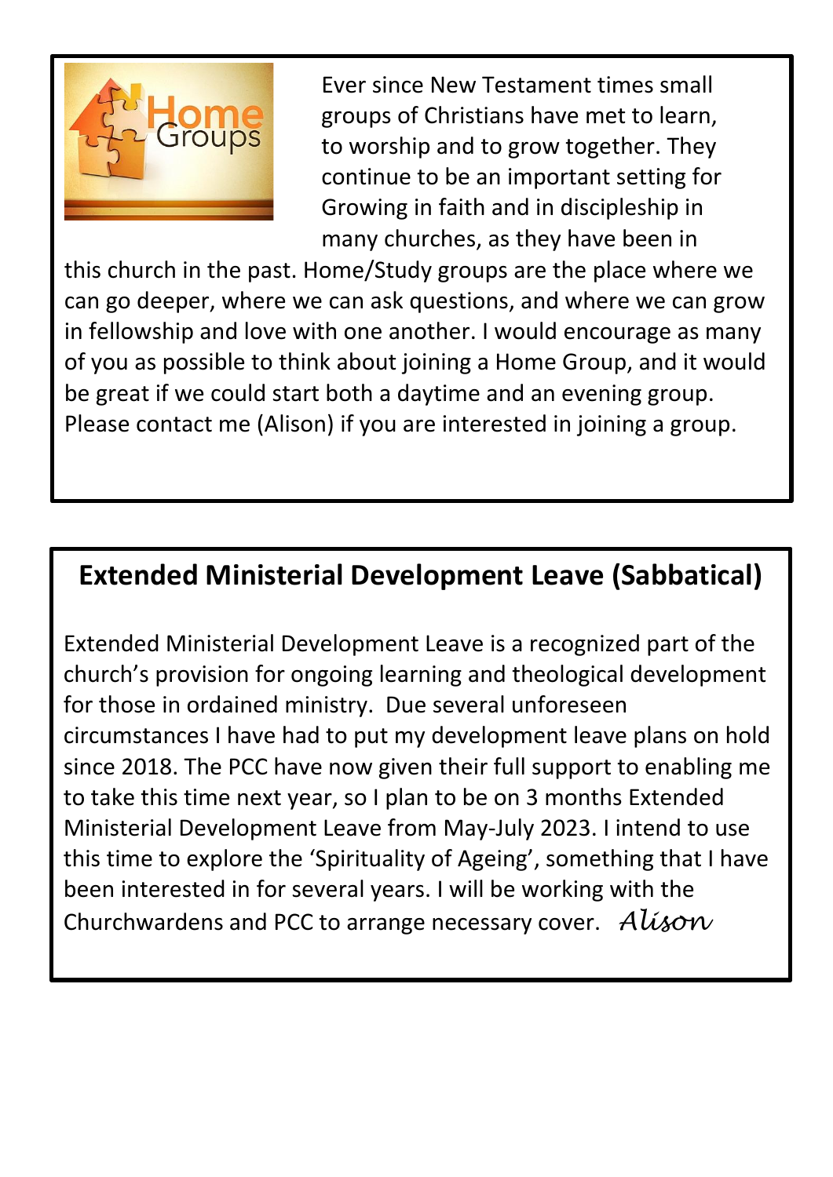Ever since New Testament times small groups of Christians have met to learn, to worship and to grow together. They continue to be an important setting for Growing in faith and in discipleship in many churches, as they have been in this church in the past. Home/Study groups are the place where we can go deeper, where we can ask questions, and where we can grow in fellowship and love with one another. I would encourage as many of you as possible to think about joining a Home Group, and it would be great if we could start both a daytime and an evening group. Please contact me (Alison) if you are interested in joining a group.

## Extended Ministerial Development Leave (Sabbatical)

Extended Ministerial Development Leave is a recognized part of the church's provision for ongoing learning and theological development for those in ordained ministry. Due several unforeseen circumstances I have had to put my development leave plans on hold since 2018. The PCC have now given their full support to enabling me to take this time next year, so I plan to be on 3 months Extended Ministerial Development Leave from May-July 2023. I intend to use this time to explore the 'Spirituality of Ageing', something that I have been interested in for several years. I will be working with the Churchwardens and PCC to arrange necessary cover. *Alison*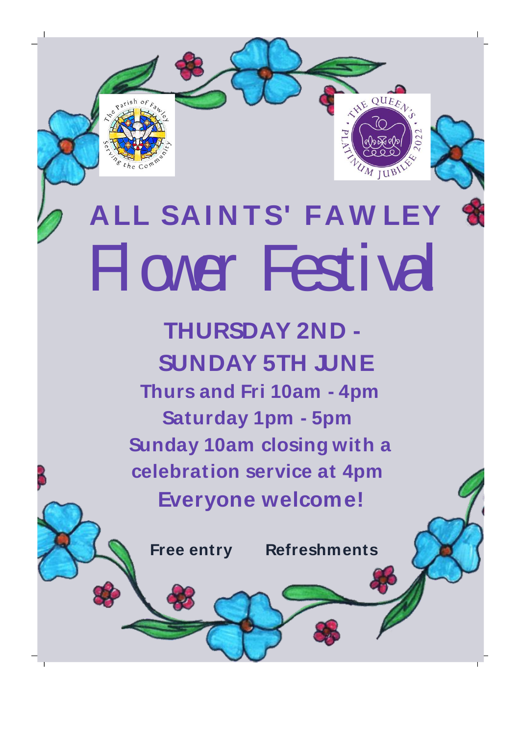# ALL SAINTS' FAWLEY

# Flower Festival

## THURSDAY 2ND - SUNDAY 5TH JUNE

**Thurs and Fri 10am - 4pm**

**Saturday 1pm - 5pm**

**Sunday 10am closing with a celebration service at 4pm**

**Everyone welcome!**

**Free entry** **Refreshments**